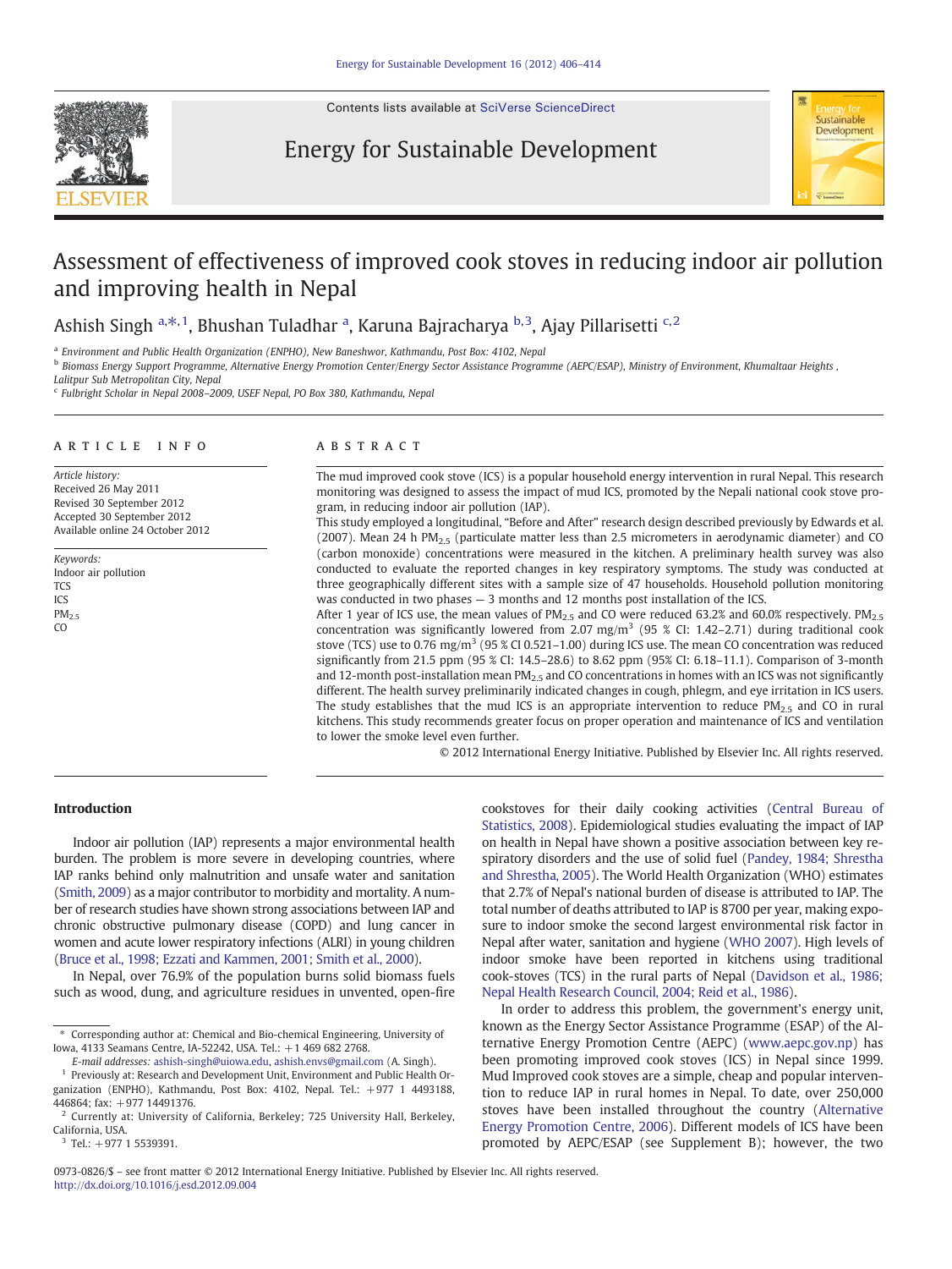# Assessment of effectiveness of improved cook stoves in reducing indoor air pollution and improving health in Nepal

Ashish Singh [a,*,1], Bhushan Tuladhar [a], Karuna Bajracharya [b,3], Ajay Pillarisetti [c,2]

[a] Environment and Public Health Organization (ENPHO), New Baneshwor, Kathmandu, Post Box: 4102, Nepal

[b] Biomass Energy Support Programme, Alternative Energy Promotion Center/Energy Sector Assistance Programme (AEPC/ESAP), Ministry of Environment, Khumaltaar Heights, Lalitpur Sub Metropolitan City, Nepal

[c] Fulbright Scholar in Nepal 2008–2009, USEF Nepal, PO Box 380, Kathmandu, Nepal

## ARTICLE INFO

*Article history:*
Received 26 May 2011
Revised 30 September 2012
Accepted 30 September 2012
Available online 24 October 2012

*Keywords:*
Indoor air pollution
TCS
ICS
$PM_{2.5}$
CO

## ABSTRACT

The mud improved cook stove (ICS) is a popular household energy intervention in rural Nepal. This research monitoring was designed to assess the impact of mud ICS, promoted by the Nepali national cook stove program, in reducing indoor air pollution (IAP).

This study employed a longitudinal, "Before and After" research design described previously by Edwards et al. (2007). Mean 24 h $PM_{2.5}$ (particulate matter less than 2.5 micrometers in aerodynamic diameter) and CO (carbon monoxide) concentrations were measured in the kitchen. A preliminary health survey was also conducted to evaluate the reported changes in key respiratory symptoms. The study was conducted at three geographically different sites with a sample size of 47 households. Household pollution monitoring was conducted in two phases — 3 months and 12 months post installation of the ICS.

After 1 year of ICS use, the mean values of $PM_{2.5}$ and CO were reduced 63.2% and 60.0% respectively. $PM_{2.5}$ concentration was significantly lowered from 2.07 mg/m$^3$ (95 % CI: 1.42–2.71) during traditional cook stove (TCS) use to 0.76 mg/m$^3$ (95 % CI 0.521–1.00) during ICS use. The mean CO concentration was reduced significantly from 21.5 ppm (95 % CI: 14.5–28.6) to 8.62 ppm (95% CI: 6.18–11.1). Comparison of 3-month and 12-month post-installation mean $PM_{2.5}$ and CO concentrations in homes with an ICS was not significantly different. The health survey preliminarily indicated changes in cough, phlegm, and eye irritation in ICS users. The study establishes that the mud ICS is an appropriate intervention to reduce $PM_{2.5}$ and CO in rural kitchens. This study recommends greater focus on proper operation and maintenance of ICS and ventilation to lower the smoke level even further.

© 2012 International Energy Initiative. Published by Elsevier Inc. All rights reserved.

## Introduction

Indoor air pollution (IAP) represents a major environmental health burden. The problem is more severe in developing countries, where IAP ranks behind only malnutrition and unsafe water and sanitation (Smith, 2009) as a major contributor to morbidity and mortality. A number of research studies have shown strong associations between IAP and chronic obstructive pulmonary disease (COPD) and lung cancer in women and acute lower respiratory infections (ALRI) in young children (Bruce et al., 1998; Ezzati and Kammen, 2001; Smith et al., 2000).

In Nepal, over 76.9% of the population burns solid biomass fuels such as wood, dung, and agriculture residues in unvented, open-fire cookstoves for their daily cooking activities (Central Bureau of Statistics, 2008). Epidemiological studies evaluating the impact of IAP on health in Nepal have shown a positive association between key respiratory disorders and the use of solid fuel (Pandey, 1984; Shrestha and Shrestha, 2005). The World Health Organization (WHO) estimates that 2.7% of Nepal's national burden of disease is attributed to IAP. The total number of deaths attributed to IAP is 8700 per year, making exposure to indoor smoke the second largest environmental risk factor in Nepal after water, sanitation and hygiene (WHO 2007). High levels of indoor smoke have been reported in kitchens using traditional cook-stoves (TCS) in the rural parts of Nepal (Davidson et al., 1986; Nepal Health Research Council, 2004; Reid et al., 1986).

In order to address this problem, the government's energy unit, known as the Energy Sector Assistance Programme (ESAP) of the Alternative Energy Promotion Centre (AEPC) (www.aepc.gov.np) has been promoting improved cook stoves (ICS) in Nepal since 1999. Mud Improved cook stoves are a simple, cheap and popular intervention to reduce IAP in rural homes in Nepal. To date, over 250,000 stoves have been installed throughout the country (Alternative Energy Promotion Centre, 2006). Different models of ICS have been promoted by AEPC/ESAP (see Supplement B); however, the two

---

* Corresponding author at: Chemical and Bio-chemical Engineering, University of Iowa, 4133 Seamans Centre, IA-52242, USA. Tel.: +1 469 682 2768.
*E-mail addresses:* ashish-singh@uiowa.edu, ashish.envs@gmail.com (A. Singh).

[1] Previously at: Research and Development Unit, Environment and Public Health Organization (ENPHO), Kathmandu, Post Box: 4102, Nepal. Tel.: +977 1 4493188, 446864; fax: +977 14491376.

[2] Currently at: University of California, Berkeley; 725 University Hall, Berkeley, California, USA.

[3] Tel.: +977 1 5539391.

0973-0826/$ – see front matter © 2012 International Energy Initiative. Published by Elsevier Inc. All rights reserved.
http://dx.doi.org/10.1016/j.esd.2012.09.004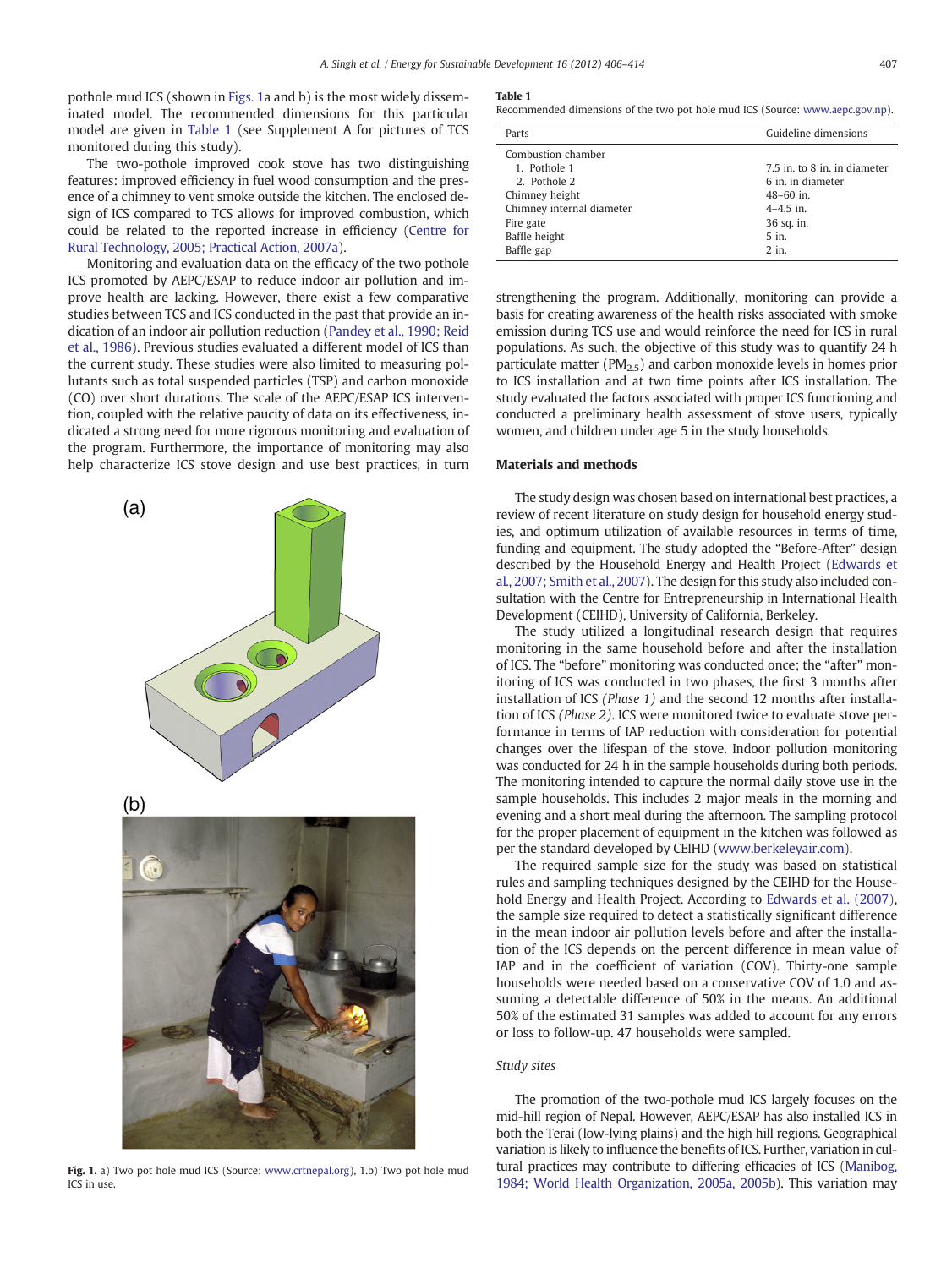pothole mud ICS (shown in Figs. 1a and b) is the most widely disseminated model. The recommended dimensions for this particular model are given in Table 1 (see Supplement A for pictures of TCS monitored during this study).

The two-pothole improved cook stove has two distinguishing features: improved efficiency in fuel wood consumption and the presence of a chimney to vent smoke outside the kitchen. The enclosed design of ICS compared to TCS allows for improved combustion, which could be related to the reported increase in efficiency (Centre for Rural Technology, 2005; Practical Action, 2007a).

Monitoring and evaluation data on the efficacy of the two pothole ICS promoted by AEPC/ESAP to reduce indoor air pollution and improve health are lacking. However, there exist a few comparative studies between TCS and ICS conducted in the past that provide an indication of an indoor air pollution reduction (Pandey et al., 1990; Reid et al., 1986). Previous studies evaluated a different model of ICS than the current study. These studies were also limited to measuring pollutants such as total suspended particles (TSP) and carbon monoxide (CO) over short durations. The scale of the AEPC/ESAP ICS intervention, coupled with the relative paucity of data on its effectiveness, indicated a strong need for more rigorous monitoring and evaluation of the program. Furthermore, the importance of monitoring may also help characterize ICS stove design and use best practices, in turn strengthening the program. Additionally, monitoring can provide a basis for creating awareness of the health risks associated with smoke emission during TCS use and would reinforce the need for ICS in rural populations. As such, the objective of this study was to quantify 24 h particulate matter ($PM_{2.5}$) and carbon monoxide levels in homes prior to ICS installation and at two time points after ICS installation. The study evaluated the factors associated with proper ICS functioning and conducted a preliminary health assessment of stove users, typically women, and children under age 5 in the study households.

Fig. 1. a) Two pot hole mud ICS (Source: www.crtnepal.org), 1.b) Two pot hole mud ICS in use.

**Table 1**
Recommended dimensions of the two pot hole mud ICS (Source: www.aepc.gov.np).

| Parts | Guideline dimensions |
|---|---|
| Combustion chamber | |
| 1. Pothole 1 | 7.5 in. to 8 in. in diameter |
| 2. Pothole 2 | 6 in. in diameter |
| Chimney height | 48–60 in. |
| Chimney internal diameter | 4–4.5 in. |
| Fire gate | 36 sq. in. |
| Baffle height | 5 in. |
| Baffle gap | 2 in. |

## Materials and methods

The study design was chosen based on international best practices, a review of recent literature on study design for household energy studies, and optimum utilization of available resources in terms of time, funding and equipment. The study adopted the "Before-After" design described by the Household Energy and Health Project (Edwards et al., 2007; Smith et al., 2007). The design for this study also included consultation with the Centre for Entrepreneurship in International Health Development (CEIHD), University of California, Berkeley.

The study utilized a longitudinal research design that requires monitoring in the same household before and after the installation of ICS. The "before" monitoring was conducted once; the "after" monitoring of ICS was conducted in two phases, the first 3 months after installation of ICS *(Phase 1)* and the second 12 months after installation of ICS *(Phase 2)*. ICS were monitored twice to evaluate stove performance in terms of IAP reduction with consideration for potential changes over the lifespan of the stove. Indoor pollution monitoring was conducted for 24 h in the sample households during both periods. The monitoring intended to capture the normal daily stove use in the sample households. This includes 2 major meals in the morning and evening and a short meal during the afternoon. The sampling protocol for the proper placement of equipment in the kitchen was followed as per the standard developed by CEIHD (www.berkeleyair.com).

The required sample size for the study was based on statistical rules and sampling techniques designed by the CEIHD for the Household Energy and Health Project. According to Edwards et al. (2007), the sample size required to detect a statistically significant difference in the mean indoor air pollution levels before and after the installation of the ICS depends on the percent difference in mean value of IAP and in the coefficient of variation (COV). Thirty-one sample households were needed based on a conservative COV of 1.0 and assuming a detectable difference of 50% in the means. An additional 50% of the estimated 31 samples was added to account for any errors or loss to follow-up. 47 households were sampled.

### *Study sites*

The promotion of the two-pothole mud ICS largely focuses on the mid-hill region of Nepal. However, AEPC/ESAP has also installed ICS in both the Terai (low-lying plains) and the high hill regions. Geographical variation is likely to influence the benefits of ICS. Further, variation in cultural practices may contribute to differing efficacies of ICS (Manibog, 1984; World Health Organization, 2005a, 2005b). This variation may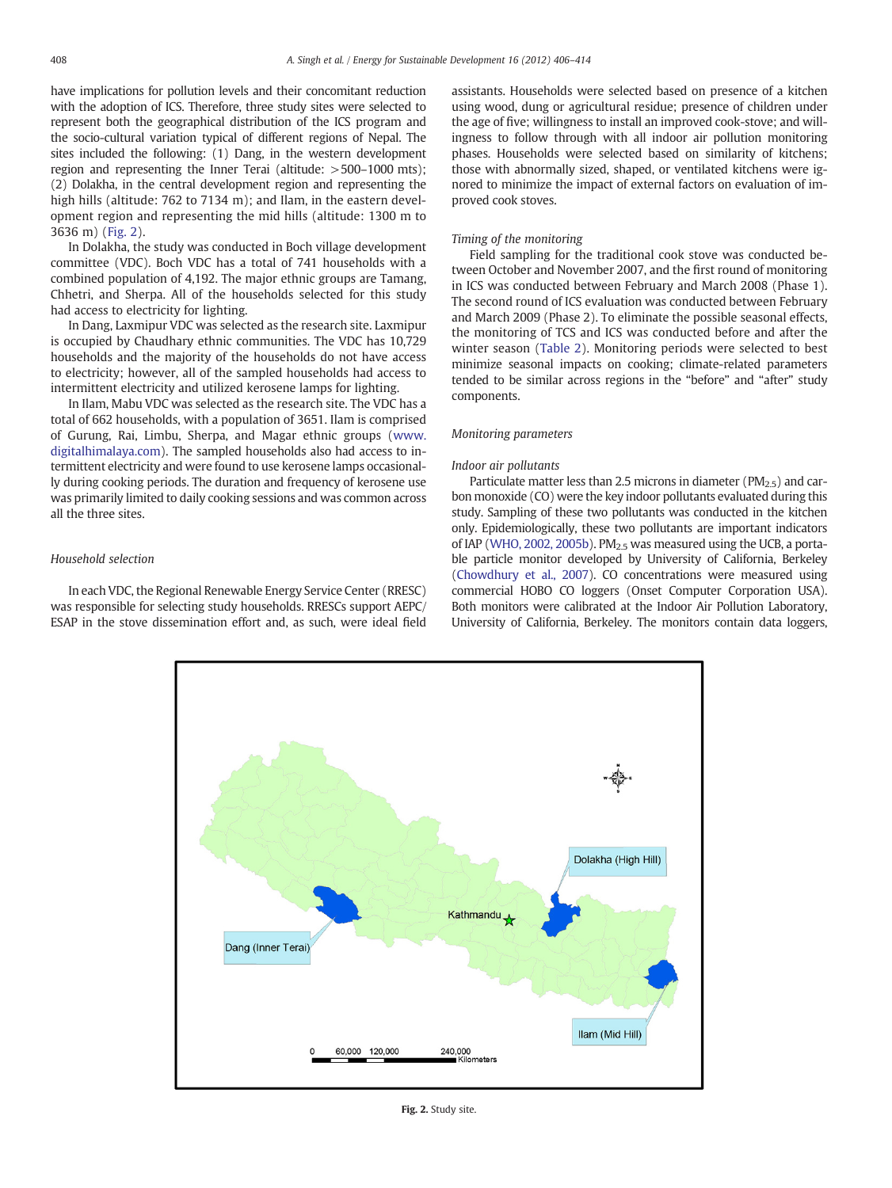have implications for pollution levels and their concomitant reduction with the adoption of ICS. Therefore, three study sites were selected to represent both the geographical distribution of the ICS program and the socio-cultural variation typical of different regions of Nepal. The sites included the following: (1) Dang, in the western development region and representing the Inner Terai (altitude: >500–1000 mts); (2) Dolakha, in the central development region and representing the high hills (altitude: 762 to 7134 m); and Ilam, in the eastern development region and representing the mid hills (altitude: 1300 m to 3636 m) (Fig. 2).

In Dolakha, the study was conducted in Boch village development committee (VDC). Boch VDC has a total of 741 households with a combined population of 4,192. The major ethnic groups are Tamang, Chhetri, and Sherpa. All of the households selected for this study had access to electricity for lighting.

In Dang, Laxmipur VDC was selected as the research site. Laxmipur is occupied by Chaudhary ethnic communities. The VDC has 10,729 households and the majority of the households do not have access to electricity; however, all of the sampled households had access to intermittent electricity and utilized kerosene lamps for lighting.

In Ilam, Mabu VDC was selected as the research site. The VDC has a total of 662 households, with a population of 3651. Ilam is comprised of Gurung, Rai, Limbu, Sherpa, and Magar ethnic groups (www.digitalhimalaya.com). The sampled households also had access to intermittent electricity and were found to use kerosene lamps occasionally during cooking periods. The duration and frequency of kerosene use was primarily limited to daily cooking sessions and was common across all the three sites.

### Household selection

In each VDC, the Regional Renewable Energy Service Center (RRESC) was responsible for selecting study households. RRESCs support AEPC/ESAP in the stove dissemination effort and, as such, were ideal field assistants. Households were selected based on presence of a kitchen using wood, dung or agricultural residue; presence of children under the age of five; willingness to install an improved cook-stove; and willingness to follow through with all indoor air pollution monitoring phases. Households were selected based on similarity of kitchens; those with abnormally sized, shaped, or ventilated kitchens were ignored to minimize the impact of external factors on evaluation of improved cook stoves.

### Timing of the monitoring

Field sampling for the traditional cook stove was conducted between October and November 2007, and the first round of monitoring in ICS was conducted between February and March 2008 (Phase 1). The second round of ICS evaluation was conducted between February and March 2009 (Phase 2). To eliminate the possible seasonal effects, the monitoring of TCS and ICS was conducted before and after the winter season (Table 2). Monitoring periods were selected to best minimize seasonal impacts on cooking; climate-related parameters tended to be similar across regions in the "before" and "after" study components.

### Monitoring parameters

### Indoor air pollutants

Particulate matter less than 2.5 microns in diameter ($PM_{2.5}$) and carbon monoxide (CO) were the key indoor pollutants evaluated during this study. Sampling of these two pollutants was conducted in the kitchen only. Epidemiologically, these two pollutants are important indicators of IAP (WHO, 2002, 2005b). $PM_{2.5}$ was measured using the UCB, a portable particle monitor developed by University of California, Berkeley (Chowdhury et al., 2007). CO concentrations were measured using commercial HOBO CO loggers (Onset Computer Corporation USA). Both monitors were calibrated at the Indoor Air Pollution Laboratory, University of California, Berkeley. The monitors contain data loggers,

Fig. 2. Study site.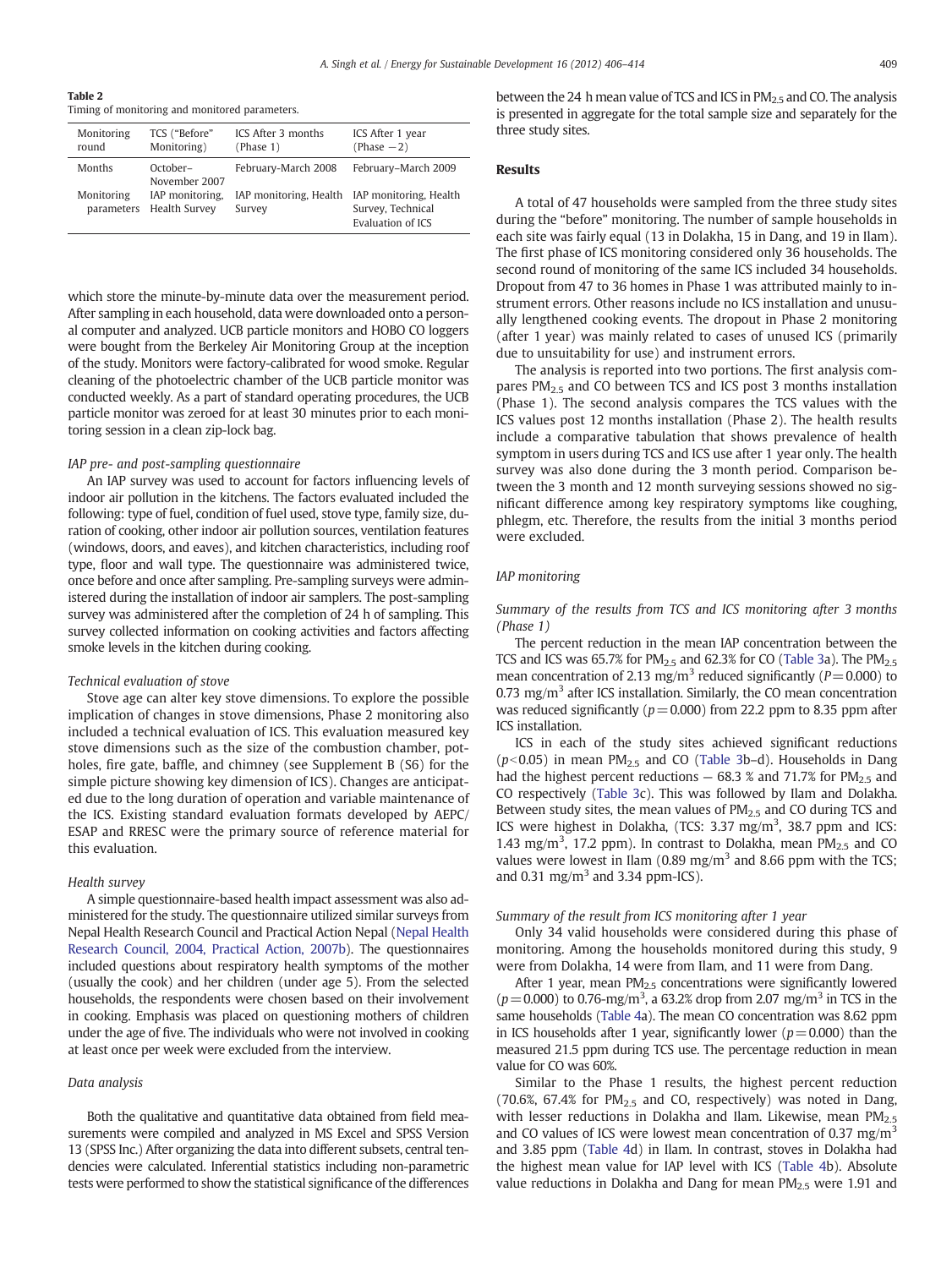**Table 2**
Timing of monitoring and monitored parameters.

| Monitoring round | TCS ("Before" Monitoring) | ICS After 3 months (Phase 1) | ICS After 1 year (Phase −2) |
|---|---|---|---|
| Months | October–November 2007 | February-March 2008 | February–March 2009 |
| Monitoring parameters | IAP monitoring, Health Survey | IAP monitoring, Health Survey | IAP monitoring, Health Survey, Technical Evaluation of ICS |

which store the minute-by-minute data over the measurement period. After sampling in each household, data were downloaded onto a personal computer and analyzed. UCB particle monitors and HOBO CO loggers were bought from the Berkeley Air Monitoring Group at the inception of the study. Monitors were factory-calibrated for wood smoke. Regular cleaning of the photoelectric chamber of the UCB particle monitor was conducted weekly. As a part of standard operating procedures, the UCB particle monitor was zeroed for at least 30 minutes prior to each monitoring session in a clean zip-lock bag.

*IAP pre- and post-sampling questionnaire*

An IAP survey was used to account for factors influencing levels of indoor air pollution in the kitchens. The factors evaluated included the following: type of fuel, condition of fuel used, stove type, family size, duration of cooking, other indoor air pollution sources, ventilation features (windows, doors, and eaves), and kitchen characteristics, including roof type, floor and wall type. The questionnaire was administered twice, once before and once after sampling. Pre-sampling surveys were administered during the installation of indoor air samplers. The post-sampling survey was administered after the completion of 24 h of sampling. This survey collected information on cooking activities and factors affecting smoke levels in the kitchen during cooking.

*Technical evaluation of stove*

Stove age can alter key stove dimensions. To explore the possible implication of changes in stove dimensions, Phase 2 monitoring also included a technical evaluation of ICS. This evaluation measured key stove dimensions such as the size of the combustion chamber, potholes, fire gate, baffle, and chimney (see Supplement B (S6) for the simple picture showing key dimension of ICS). Changes are anticipated due to the long duration of operation and variable maintenance of the ICS. Existing standard evaluation formats developed by AEPC/ESAP and RRESC were the primary source of reference material for this evaluation.

*Health survey*

A simple questionnaire-based health impact assessment was also administered for the study. The questionnaire utilized similar surveys from Nepal Health Research Council and Practical Action Nepal (Nepal Health Research Council, 2004, Practical Action, 2007b). The questionnaires included questions about respiratory health symptoms of the mother (usually the cook) and her children (under age 5). From the selected households, the respondents were chosen based on their involvement in cooking. Emphasis was placed on questioning mothers of children under the age of five. The individuals who were not involved in cooking at least once per week were excluded from the interview.

*Data analysis*

Both the qualitative and quantitative data obtained from field measurements were compiled and analyzed in MS Excel and SPSS Version 13 (SPSS Inc.) After organizing the data into different subsets, central tendencies were calculated. Inferential statistics including non-parametric tests were performed to show the statistical significance of the differences between the 24 h mean value of TCS and ICS in $PM_{2.5}$ and CO. The analysis is presented in aggregate for the total sample size and separately for the three study sites.

## Results

A total of 47 households were sampled from the three study sites during the "before" monitoring. The number of sample households in each site was fairly equal (13 in Dolakha, 15 in Dang, and 19 in Ilam). The first phase of ICS monitoring considered only 36 households. The second round of monitoring of the same ICS included 34 households. Dropout from 47 to 36 homes in Phase 1 was attributed mainly to instrument errors. Other reasons include no ICS installation and unusually lengthened cooking events. The dropout in Phase 2 monitoring (after 1 year) was mainly related to cases of unused ICS (primarily due to unsuitability for use) and instrument errors.

The analysis is reported into two portions. The first analysis compares $PM_{2.5}$ and CO between TCS and ICS post 3 months installation (Phase 1). The second analysis compares the TCS values with the ICS values post 12 months installation (Phase 2). The health results include a comparative tabulation that shows prevalence of health symptom in users during TCS and ICS use after 1 year only. The health survey was also done during the 3 month period. Comparison between the 3 month and 12 month surveying sessions showed no significant difference among key respiratory symptoms like coughing, phlegm, etc. Therefore, the results from the initial 3 months period were excluded.

*IAP monitoring*

*Summary of the results from TCS and ICS monitoring after 3 months (Phase 1)*

The percent reduction in the mean IAP concentration between the TCS and ICS was 65.7% for $PM_{2.5}$ and 62.3% for CO (Table 3a). The $PM_{2.5}$ mean concentration of 2.13 mg/m$^3$ reduced significantly ($P = 0.000$) to 0.73 mg/m$^3$ after ICS installation. Similarly, the CO mean concentration was reduced significantly ($p = 0.000$) from 22.2 ppm to 8.35 ppm after ICS installation.

ICS in each of the study sites achieved significant reductions ($p < 0.05$) in mean $PM_{2.5}$ and CO (Table 3b–d). Households in Dang had the highest percent reductions — 68.3 % and 71.7% for $PM_{2.5}$ and CO respectively (Table 3c). This was followed by Ilam and Dolakha. Between study sites, the mean values of $PM_{2.5}$ and CO during TCS and ICS were highest in Dolakha, (TCS: 3.37 mg/m$^3$, 38.7 ppm and ICS: 1.43 mg/m$^3$, 17.2 ppm). In contrast to Dolakha, mean $PM_{2.5}$ and CO values were lowest in Ilam (0.89 mg/m$^3$ and 8.66 ppm with the TCS; and 0.31 mg/m$^3$ and 3.34 ppm-ICS).

*Summary of the result from ICS monitoring after 1 year*

Only 34 valid households were considered during this phase of monitoring. Among the households monitored during this study, 9 were from Dolakha, 14 were from Ilam, and 11 were from Dang.

After 1 year, mean $PM_{2.5}$ concentrations were significantly lowered ($p = 0.000$) to 0.76-mg/m$^3$, a 63.2% drop from 2.07 mg/m$^3$ in TCS in the same households (Table 4a). The mean CO concentration was 8.62 ppm in ICS households after 1 year, significantly lower ($p = 0.000$) than the measured 21.5 ppm during TCS use. The percentage reduction in mean value for CO was 60%.

Similar to the Phase 1 results, the highest percent reduction (70.6%, 67.4% for $PM_{2.5}$ and CO, respectively) was noted in Dang, with lesser reductions in Dolakha and Ilam. Likewise, mean $PM_{2.5}$ and CO values of ICS were lowest mean concentration of 0.37 mg/m$^3$ and 3.85 ppm (Table 4d) in Ilam. In contrast, stoves in Dolakha had the highest mean value for IAP level with ICS (Table 4b). Absolute value reductions in Dolakha and Dang for mean $PM_{2.5}$ were 1.91 and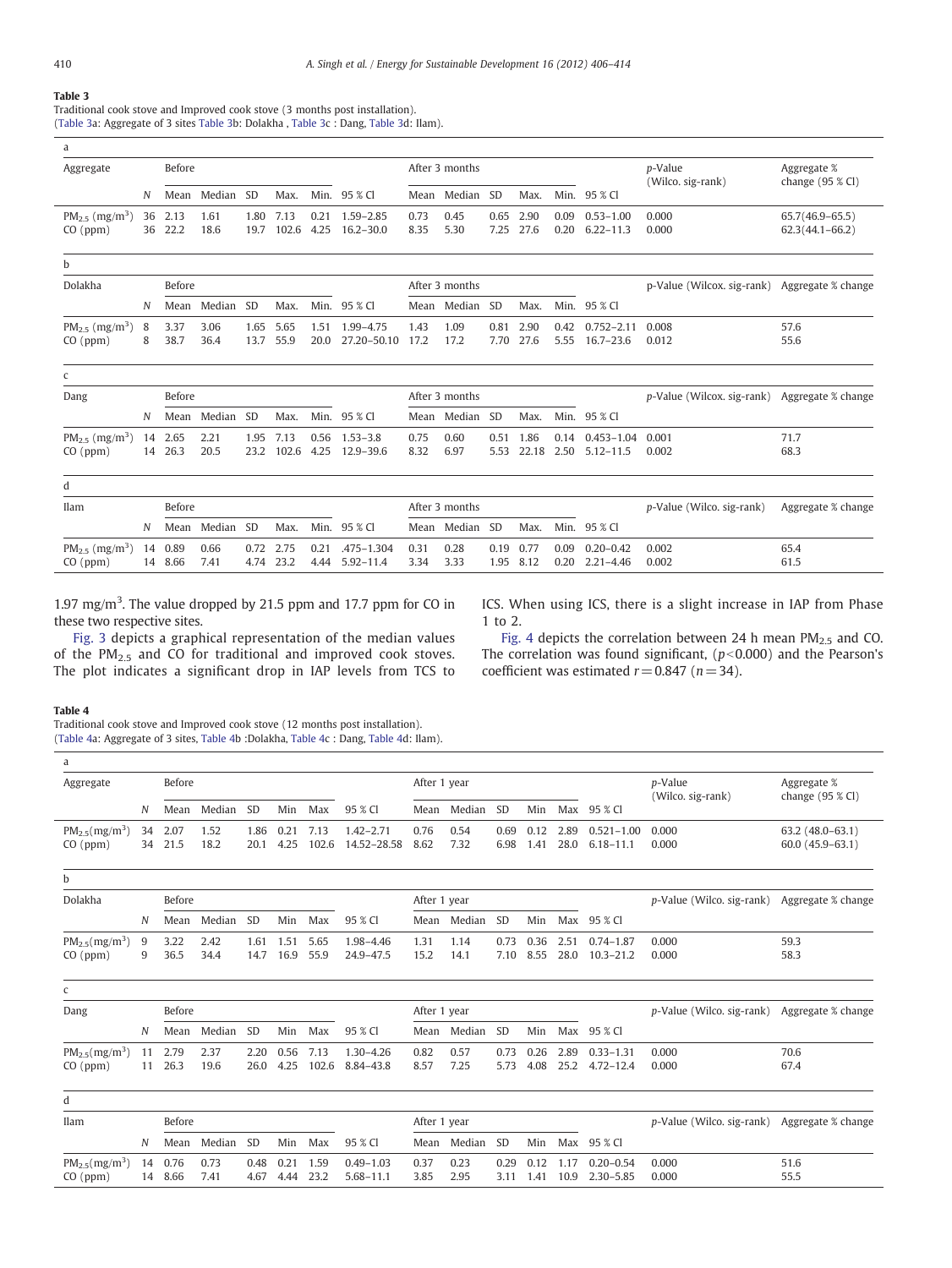**Table 3**
Traditional cook stove and Improved cook stove (3 months post installation).
(Table 3a: Aggregate of 3 sites Table 3b: Dolakha , Table 3c : Dang, Table 3d: Ilam).

a

| Aggregate | | Before | | | | | | After 3 months | | | | | | p-Value (Wilco. sig-rank) | Aggregate % change (95 % CI) |
|---|---|---|---|---|---|---|---|---|---|---|---|---|---|---|---|
| | N | Mean | Median | SD | Max. | Min. | 95 % CI | Mean | Median | SD | Max. | Min. | 95 % CI | | |
| $PM_{2.5}$ ($mg/m^3$) | 36 | 2.13 | 1.61 | 1.80 | 7.13 | 0.21 | 1.59–2.85 | 0.73 | 0.45 | 0.65 | 2.90 | 0.09 | 0.53–1.00 | 0.000 | 65.7(46.9–65.5) |
| CO (ppm) | 36 | 22.2 | 18.6 | 19.7 | 102.6 | 4.25 | 16.2–30.0 | 8.35 | 5.30 | 7.25 | 27.6 | 0.20 | 6.22–11.3 | 0.000 | 62.3(44.1–66.2) |

b

| Dolakha | | Before | | | | | | After 3 months | | | | | | p-Value (Wilcox. sig-rank) | Aggregate % change |
|---|---|---|---|---|---|---|---|---|---|---|---|---|---|---|---|
| | N | Mean | Median | SD | Max. | Min. | 95 % CI | Mean | Median | SD | Max. | Min. | 95 % CI | | |
| $PM_{2.5}$ ($mg/m^3$) | 8 | 3.37 | 3.06 | 1.65 | 5.65 | 1.51 | 1.99–4.75 | 1.43 | 1.09 | 0.81 | 2.90 | 0.42 | 0.752–2.11 | 0.008 | 57.6 |
| CO (ppm) | 8 | 38.7 | 36.4 | 13.7 | 55.9 | 20.0 | 27.20–50.10 | 17.2 | 17.2 | 7.70 | 27.6 | 5.55 | 16.7–23.6 | 0.012 | 55.6 |

c

| Dang | | Before | | | | | | After 3 months | | | | | | p-Value (Wilcox. sig-rank) | Aggregate % change |
|---|---|---|---|---|---|---|---|---|---|---|---|---|---|---|---|
| | N | Mean | Median | SD | Max. | Min. | 95 % CI | Mean | Median | SD | Max. | Min. | 95 % CI | | |
| $PM_{2.5}$ ($mg/m^3$) | 14 | 2.65 | 2.21 | 1.95 | 7.13 | 0.56 | 1.53–3.8 | 0.75 | 0.60 | 0.51 | 1.86 | 0.14 | 0.453–1.04 | 0.001 | 71.7 |
| CO (ppm) | 14 | 26.3 | 20.5 | 23.2 | 102.6 | 4.25 | 12.9–39.6 | 8.32 | 6.97 | 5.53 | 22.18 | 2.50 | 5.12–11.5 | 0.002 | 68.3 |

d

| Ilam | | Before | | | | | | After 3 months | | | | | | p-Value (Wilco. sig-rank) | Aggregate % change |
|---|---|---|---|---|---|---|---|---|---|---|---|---|---|---|---|
| | N | Mean | Median | SD | Max. | Min. | 95 % CI | Mean | Median | SD | Max. | Min. | 95 % CI | | |
| $PM_{2.5}$ ($mg/m^3$) | 14 | 0.89 | 0.66 | 0.72 | 2.75 | 0.21 | .475–1.304 | 0.31 | 0.28 | 0.19 | 0.77 | 0.09 | 0.20–0.42 | 0.002 | 65.4 |
| CO (ppm) | 14 | 8.66 | 7.41 | 4.74 | 23.2 | 4.44 | 5.92–11.4 | 3.34 | 3.33 | 1.95 | 8.12 | 0.20 | 2.21–4.46 | 0.002 | 61.5 |

1.97 $mg/m^3$. The value dropped by 21.5 ppm and 17.7 ppm for CO in these two respective sites.

Fig. 3 depicts a graphical representation of the median values of the $PM_{2.5}$ and CO for traditional and improved cook stoves. The plot indicates a significant drop in IAP levels from TCS to ICS. When using ICS, there is a slight increase in IAP from Phase 1 to 2.

Fig. 4 depicts the correlation between 24 h mean $PM_{2.5}$ and CO. The correlation was found significant, ($p<0.000$) and the Pearson's coefficient was estimated $r = 0.847$ ($n = 34$).

**Table 4**
Traditional cook stove and Improved cook stove (12 months post installation).
(Table 4a: Aggregate of 3 sites, Table 4b :Dolakha, Table 4c : Dang, Table 4d: Ilam).

a

| Aggregate | | Before | | | | | | After 1 year | | | | | | p-Value (Wilco. sig-rank) | Aggregate % change (95 % CI) |
|---|---|---|---|---|---|---|---|---|---|---|---|---|---|---|---|
| | N | Mean | Median | SD | Min | Max | 95 % CI | Mean | Median | SD | Min | Max | 95 % CI | | |
| $PM_{2.5}$($mg/m^3$) | 34 | 2.07 | 1.52 | 1.86 | 0.21 | 7.13 | 1.42–2.71 | 0.76 | 0.54 | 0.69 | 0.12 | 2.89 | 0.521–1.00 | 0.000 | 63.2 (48.0–63.1) |
| CO (ppm) | 34 | 21.5 | 18.2 | 20.1 | 4.25 | 102.6 | 14.52–28.58 | 8.62 | 7.32 | 6.98 | 1.41 | 28.0 | 6.18–11.1 | 0.000 | 60.0 (45.9–63.1) |

b

| Dolakha | | Before | | | | | | After 1 year | | | | | | p-Value (Wilco. sig-rank) | Aggregate % change |
|---|---|---|---|---|---|---|---|---|---|---|---|---|---|---|---|
| | N | Mean | Median | SD | Min | Max | 95 % CI | Mean | Median | SD | Min | Max | 95 % CI | | |
| $PM_{2.5}$($mg/m^3$) | 9 | 3.22 | 2.42 | 1.61 | 1.51 | 5.65 | 1.98–4.46 | 1.31 | 1.14 | 0.73 | 0.36 | 2.51 | 0.74–1.87 | 0.000 | 59.3 |
| CO (ppm) | 9 | 36.5 | 34.4 | 14.7 | 16.9 | 55.9 | 24.9–47.5 | 15.2 | 14.1 | 7.10 | 8.55 | 28.0 | 10.3–21.2 | 0.000 | 58.3 |

c

| Dang | | Before | | | | | | After 1 year | | | | | | p-Value (Wilco. sig-rank) | Aggregate % change |
|---|---|---|---|---|---|---|---|---|---|---|---|---|---|---|---|
| | N | Mean | Median | SD | Min | Max | 95 % CI | Mean | Median | SD | Min | Max | 95 % CI | | |
| $PM_{2.5}$($mg/m^3$) | 11 | 2.79 | 2.37 | 2.20 | 0.56 | 7.13 | 1.30–4.26 | 0.82 | 0.57 | 0.73 | 0.26 | 2.89 | 0.33–1.31 | 0.000 | 70.6 |
| CO (ppm) | 11 | 26.3 | 19.6 | 26.0 | 4.25 | 102.6 | 8.84–43.8 | 8.57 | 7.25 | 5.73 | 4.08 | 25.2 | 4.72–12.4 | 0.000 | 67.4 |

d

| Ilam | | Before | | | | | | After 1 year | | | | | | p-Value (Wilco. sig-rank) | Aggregate % change |
|---|---|---|---|---|---|---|---|---|---|---|---|---|---|---|---|
| | N | Mean | Median | SD | Min | Max | 95 % CI | Mean | Median | SD | Min | Max | 95 % CI | | |
| $PM_{2.5}$($mg/m^3$) | 14 | 0.76 | 0.73 | 0.48 | 0.21 | 1.59 | 0.49–1.03 | 0.37 | 0.23 | 0.29 | 0.12 | 1.17 | 0.20–0.54 | 0.000 | 51.6 |
| CO (ppm) | 14 | 8.66 | 7.41 | 4.67 | 4.44 | 23.2 | 5.68–11.1 | 3.85 | 2.95 | 3.11 | 1.41 | 10.9 | 2.30–5.85 | 0.000 | 55.5 |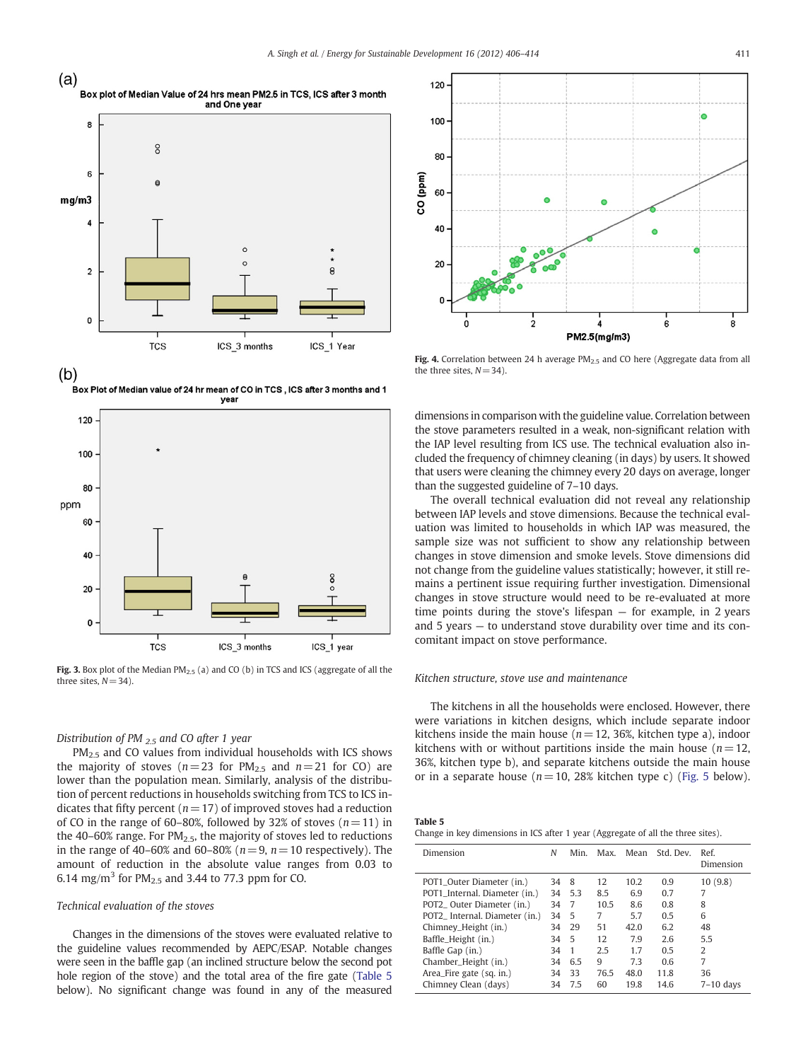Fig. 3. Box plot of the Median $PM_{2.5}$ (a) and CO (b) in TCS and ICS (aggregate of all the three sites), $N=34$).

Fig. 4. Correlation between 24 h average $PM_{2.5}$ and CO here (Aggregate data from all the three sites, $N=34$).

*Distribution of PM $_{2.5}$ and CO after 1 year*

$PM_{2.5}$ and CO values from individual households with ICS shows the majority of stoves ($n=23$ for $PM_{2.5}$ and $n=21$ for CO) are lower than the population mean. Similarly, analysis of the distribution of percent reductions in households switching from TCS to ICS indicates that fifty percent ($n=17$) of improved stoves had a reduction of CO in the range of 60–80%, followed by 32% of stoves ($n=11$) in the 40–60% range. For $PM_{2.5}$, the majority of stoves led to reductions in the range of 40–60% and 60–80% ($n=9$, $n=10$ respectively). The amount of reduction in the absolute value ranges from 0.03 to 6.14 mg/m$^3$ for $PM_{2.5}$ and 3.44 to 77.3 ppm for CO.

*Technical evaluation of the stoves*

Changes in the dimensions of the stoves were evaluated relative to the guideline values recommended by AEPC/ESAP. Notable changes were seen in the baffle gap (an inclined structure below the second pot hole region of the stove) and the total area of the fire gate (Table 5 below). No significant change was found in any of the measured dimensions in comparison with the guideline value. Correlation between the stove parameters resulted in a weak, non-significant relation with the IAP level resulting from ICS use. The technical evaluation also included the frequency of chimney cleaning (in days) by users. It showed that users were cleaning the chimney every 20 days on average, longer than the suggested guideline of 7–10 days.

The overall technical evaluation did not reveal any relationship between IAP levels and stove dimensions. Because the technical evaluation was limited to households in which IAP was measured, the sample size was not sufficient to show any relationship between changes in stove dimension and smoke levels. Stove dimensions did not change from the guideline values statistically; however, it still remains a pertinent issue requiring further investigation. Dimensional changes in stove structure would need to be re-evaluated at more time points during the stove's lifespan — for example, in 2 years and 5 years — to understand stove durability over time and its concomitant impact on stove performance.

*Kitchen structure, stove use and maintenance*

The kitchens in all the households were enclosed. However, there were variations in kitchen designs, which include separate indoor kitchens inside the main house ($n=12$, 36%, kitchen type a), indoor kitchens with or without partitions inside the main house ($n=12$, 36%, kitchen type b), and separate kitchens outside the main house or in a separate house ($n=10$, 28% kitchen type c) (Fig. 5 below).

**Table 5**
Change in key dimensions in ICS after 1 year (Aggregate of all the three sites).

| Dimension | N | Min. | Max. | Mean | Std. Dev. | Ref. Dimension |
|---|---|---|---|---|---|---|
| POT1_Outer Diameter (in.) | 34 | 8 | 12 | 10.2 | 0.9 | 10 (9.8) |
| POT1_Internal. Diameter (in.) | 34 | 5.3 | 8.5 | 6.9 | 0.7 | 7 |
| POT2_ Outer Diameter (in.) | 34 | 7 | 10.5 | 8.6 | 0.8 | 8 |
| POT2_ Internal. Diameter (in.) | 34 | 5 | 7 | 5.7 | 0.5 | 6 |
| Chimney_Height (in.) | 34 | 29 | 51 | 42.0 | 6.2 | 48 |
| Baffle_Height (in.) | 34 | 5 | 12 | 7.9 | 2.6 | 5.5 |
| Baffle Gap (in.) | 34 | 1 | 2.5 | 1.7 | 0.5 | 2 |
| Chamber_Height (in.) | 34 | 6.5 | 9 | 7.3 | 0.6 | 7 |
| Area_Fire gate (sq. in.) | 34 | 33 | 76.5 | 48.0 | 11.8 | 36 |
| Chimney Clean (days) | 34 | 7.5 | 60 | 19.8 | 14.6 | 7–10 days |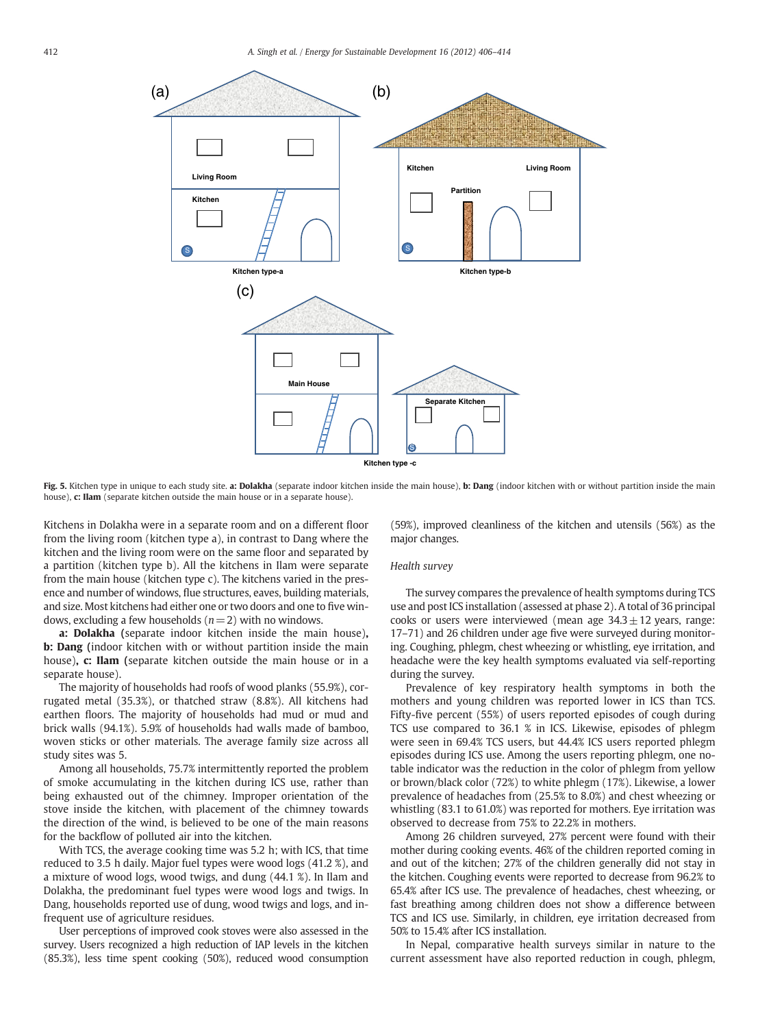Fig. 5. Kitchen type in unique to each study site. **a: Dolakha** (separate indoor kitchen inside the main house), **b: Dang** (indoor kitchen with or without partition inside the main house), **c: Ilam** (separate kitchen outside the main house or in a separate house).

Kitchens in Dolakha were in a separate room and on a different floor from the living room (kitchen type a), in contrast to Dang where the kitchen and the living room were on the same floor and separated by a partition (kitchen type b). All the kitchens in Ilam were separate from the main house (kitchen type c). The kitchens varied in the presence and number of windows, flue structures, eaves, building materials, and size. Most kitchens had either one or two doors and one to five windows, excluding a few households ($n = 2$) with no windows.

**a: Dolakha** (separate indoor kitchen inside the main house), **b: Dang** (indoor kitchen with or without partition inside the main house), **c: Ilam** (separate kitchen outside the main house or in a separate house).

The majority of households had roofs of wood planks (55.9%), corrugated metal (35.3%), or thatched straw (8.8%). All kitchens had earthen floors. The majority of households had mud or mud and brick walls (94.1%). 5.9% of households had walls made of bamboo, woven sticks or other materials. The average family size across all study sites was 5.

Among all households, 75.7% intermittently reported the problem of smoke accumulating in the kitchen during ICS use, rather than being exhausted out of the chimney. Improper orientation of the stove inside the kitchen, with placement of the chimney towards the direction of the wind, is believed to be one of the main reasons for the backflow of polluted air into the kitchen.

With TCS, the average cooking time was 5.2 h; with ICS, that time reduced to 3.5 h daily. Major fuel types were wood logs (41.2 %), and a mixture of wood logs, wood twigs, and dung (44.1 %). In Ilam and Dolakha, the predominant fuel types were wood logs and twigs. In Dang, households reported use of dung, wood twigs and logs, and infrequent use of agriculture residues.

User perceptions of improved cook stoves were also assessed in the survey. Users recognized a high reduction of IAP levels in the kitchen (85.3%), less time spent cooking (50%), reduced wood consumption (59%), improved cleanliness of the kitchen and utensils (56%) as the major changes.

*Health survey*

The survey compares the prevalence of health symptoms during TCS use and post ICS installation (assessed at phase 2). A total of 36 principal cooks or users were interviewed (mean age $34.3 \pm 12$ years, range: 17–71) and 26 children under age five were surveyed during monitoring. Coughing, phlegm, chest wheezing or whistling, eye irritation, and headache were the key health symptoms evaluated via self-reporting during the survey.

Prevalence of key respiratory health symptoms in both the mothers and young children was reported lower in ICS than TCS. Fifty-five percent (55%) of users reported episodes of cough during TCS use compared to 36.1 % in ICS. Likewise, episodes of phlegm were seen in 69.4% TCS users, but 44.4% ICS users reported phlegm episodes during ICS use. Among the users reporting phlegm, one notable indicator was the reduction in the color of phlegm from yellow or brown/black color (72%) to white phlegm (17%). Likewise, a lower prevalence of headaches from (25.5% to 8.0%) and chest wheezing or whistling (83.1 to 61.0%) was reported for mothers. Eye irritation was observed to decrease from 75% to 22.2% in mothers.

Among 26 children surveyed, 27% percent were found with their mother during cooking events. 46% of the children reported coming in and out of the kitchen; 27% of the children generally did not stay in the kitchen. Coughing events were reported to decrease from 96.2% to 65.4% after ICS use. The prevalence of headaches, chest wheezing, or fast breathing among children does not show a difference between TCS and ICS use. Similarly, in children, eye irritation decreased from 50% to 15.4% after ICS installation.

In Nepal, comparative health surveys similar in nature to the current assessment have also reported reduction in cough, phlegm,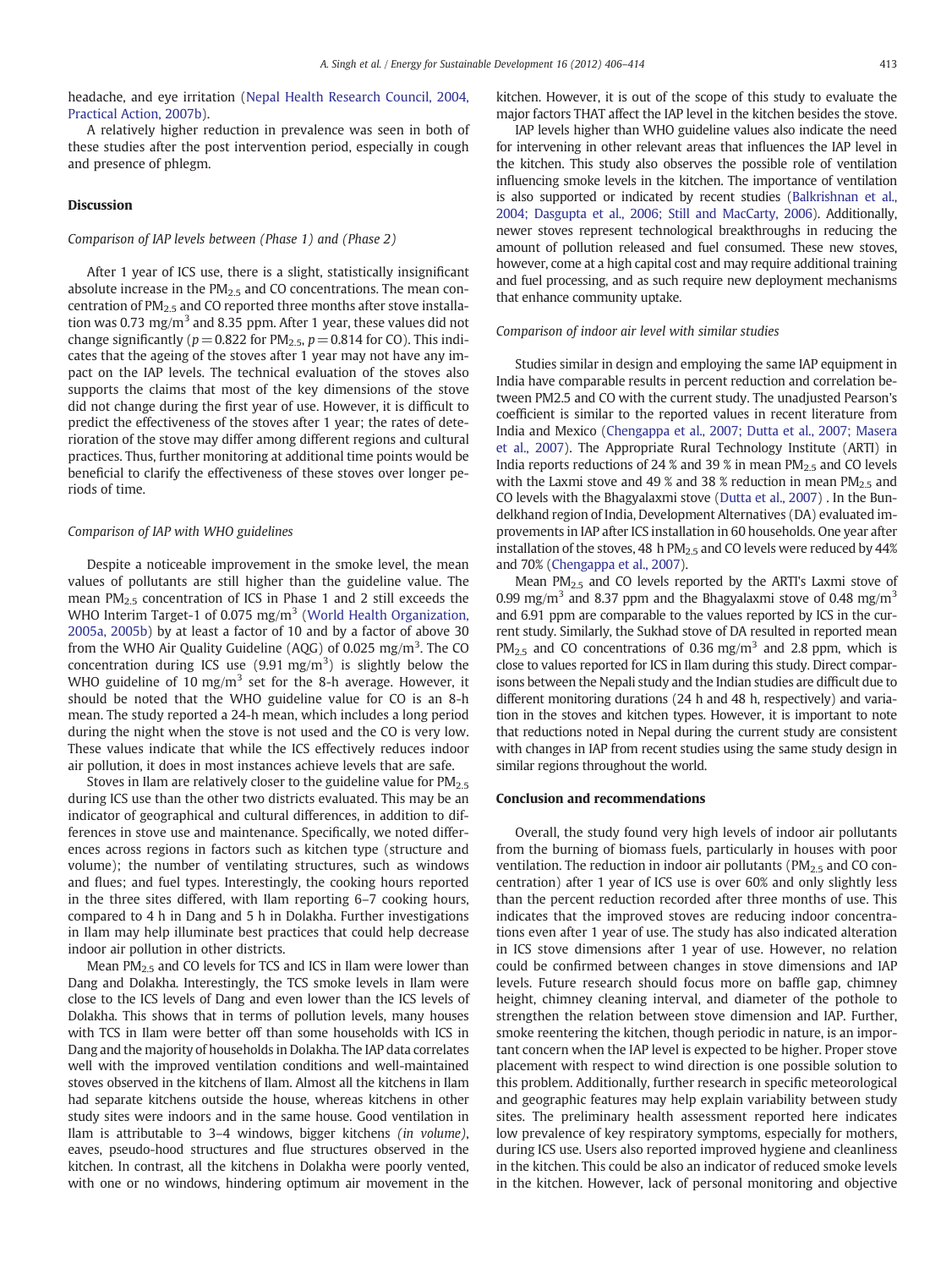headache, and eye irritation (Nepal Health Research Council, 2004, Practical Action, 2007b).

A relatively higher reduction in prevalence was seen in both of these studies after the post intervention period, especially in cough and presence of phlegm.

## Discussion

### *Comparison of IAP levels between (Phase 1) and (Phase 2)*

After 1 year of ICS use, there is a slight, statistically insignificant absolute increase in the $PM_{2.5}$ and CO concentrations. The mean concentration of $PM_{2.5}$ and CO reported three months after stove installation was 0.73 mg/m$^3$ and 8.35 ppm. After 1 year, these values did not change significantly ($p = 0.822$ for $PM_{2.5}$, $p = 0.814$ for CO). This indicates that the ageing of the stoves after 1 year may not have any impact on the IAP levels. The technical evaluation of the stoves also supports the claims that most of the key dimensions of the stove did not change during the first year of use. However, it is difficult to predict the effectiveness of the stoves after 1 year; the rates of deterioration of the stove may differ among different regions and cultural practices. Thus, further monitoring at additional time points would be beneficial to clarify the effectiveness of these stoves over longer periods of time.

### *Comparison of IAP with WHO guidelines*

Despite a noticeable improvement in the smoke level, the mean values of pollutants are still higher than the guideline value. The mean $PM_{2.5}$ concentration of ICS in Phase 1 and 2 still exceeds the WHO Interim Target-1 of 0.075 mg/m$^3$ (World Health Organization, 2005a, 2005b) by at least a factor of 10 and by a factor of above 30 from the WHO Air Quality Guideline (AQG) of 0.025 mg/m$^3$. The CO concentration during ICS use (9.91 mg/m$^3$) is slightly below the WHO guideline of 10 mg/m$^3$ set for the 8-h average. However, it should be noted that the WHO guideline value for CO is an 8-h mean. The study reported a 24-h mean, which includes a long period during the night when the stove is not used and the CO is very low. These values indicate that while the ICS effectively reduces indoor air pollution, it does in most instances achieve levels that are safe.

Stoves in Ilam are relatively closer to the guideline value for $PM_{2.5}$ during ICS use than the other two districts evaluated. This may be an indicator of geographical and cultural differences, in addition to differences in stove use and maintenance. Specifically, we noted differences across regions in factors such as kitchen type (structure and volume); the number of ventilating structures, such as windows and flues; and fuel types. Interestingly, the cooking hours reported in the three sites differed, with Ilam reporting 6–7 cooking hours, compared to 4 h in Dang and 5 h in Dolakha. Further investigations in Ilam may help illuminate best practices that could help decrease indoor air pollution in other districts.

Mean $PM_{2.5}$ and CO levels for TCS and ICS in Ilam were lower than Dang and Dolakha. Interestingly, the TCS smoke levels in Ilam were close to the ICS levels of Dang and even lower than the ICS levels of Dolakha. This shows that in terms of pollution levels, many houses with TCS in Ilam were better off than some households with ICS in Dang and the majority of households in Dolakha. The IAP data correlates well with the improved ventilation conditions and well-maintained stoves observed in the kitchens of Ilam. Almost all the kitchens in Ilam had separate kitchens outside the house, whereas kitchens in other study sites were indoors and in the same house. Good ventilation in Ilam is attributable to 3–4 windows, bigger kitchens *(in volume)*, eaves, pseudo-hood structures and flue structures observed in the kitchen. In contrast, all the kitchens in Dolakha were poorly vented, with one or no windows, hindering optimum air movement in the kitchen. However, it is out of the scope of this study to evaluate the major factors THAT affect the IAP level in the kitchen besides the stove.

IAP levels higher than WHO guideline values also indicate the need for intervening in other relevant areas that influences the IAP level in the kitchen. This study also observes the possible role of ventilation influencing smoke levels in the kitchen. The importance of ventilation is also supported or indicated by recent studies (Balkrishnan et al., 2004; Dasgupta et al., 2006; Still and MacCarty, 2006). Additionally, newer stoves represent technological breakthroughs in reducing the amount of pollution released and fuel consumed. These new stoves, however, come at a high capital cost and may require additional training and fuel processing, and as such require new deployment mechanisms that enhance community uptake.

### *Comparison of indoor air level with similar studies*

Studies similar in design and employing the same IAP equipment in India have comparable results in percent reduction and correlation between PM2.5 and CO with the current study. The unadjusted Pearson's coefficient is similar to the reported values in recent literature from India and Mexico (Chengappa et al., 2007; Dutta et al., 2007; Masera et al., 2007). The Appropriate Rural Technology Institute (ARTI) in India reports reductions of 24 % and 39 % in mean $PM_{2.5}$ and CO levels with the Laxmi stove and 49 % and 38 % reduction in mean $PM_{2.5}$ and CO levels with the Bhagyalaxmi stove (Dutta et al., 2007) . In the Bundelkhand region of India, Development Alternatives (DA) evaluated improvements in IAP after ICS installation in 60 households. One year after installation of the stoves, 48 h $PM_{2.5}$ and CO levels were reduced by 44% and 70% (Chengappa et al., 2007).

Mean $PM_{2.5}$ and CO levels reported by the ARTI's Laxmi stove of 0.99 mg/m$^3$ and 8.37 ppm and the Bhagyalaxmi stove of 0.48 mg/m$^3$ and 6.91 ppm are comparable to the values reported by ICS in the current study. Similarly, the Sukhad stove of DA resulted in reported mean $PM_{2.5}$ and CO concentrations of 0.36 mg/m$^3$ and 2.8 ppm, which is close to values reported for ICS in Ilam during this study. Direct comparisons between the Nepali study and the Indian studies are difficult due to different monitoring durations (24 h and 48 h, respectively) and variation in the stoves and kitchen types. However, it is important to note that reductions noted in Nepal during the current study are consistent with changes in IAP from recent studies using the same study design in similar regions throughout the world.

## Conclusion and recommendations

Overall, the study found very high levels of indoor air pollutants from the burning of biomass fuels, particularly in houses with poor ventilation. The reduction in indoor air pollutants ($PM_{2.5}$ and CO concentration) after 1 year of ICS use is over 60% and only slightly less than the percent reduction recorded after three months of use. This indicates that the improved stoves are reducing indoor concentrations even after 1 year of use. The study has also indicated alteration in ICS stove dimensions after 1 year of use. However, no relation could be confirmed between changes in stove dimensions and IAP levels. Future research should focus more on baffle gap, chimney height, chimney cleaning interval, and diameter of the pothole to strengthen the relation between stove dimension and IAP. Further, smoke reentering the kitchen, though periodic in nature, is an important concern when the IAP level is expected to be higher. Proper stove placement with respect to wind direction is one possible solution to this problem. Additionally, further research in specific meteorological and geographic features may help explain variability between study sites. The preliminary health assessment reported here indicates low prevalence of key respiratory symptoms, especially for mothers, during ICS use. Users also reported improved hygiene and cleanliness in the kitchen. This could be also an indicator of reduced smoke levels in the kitchen. However, lack of personal monitoring and objective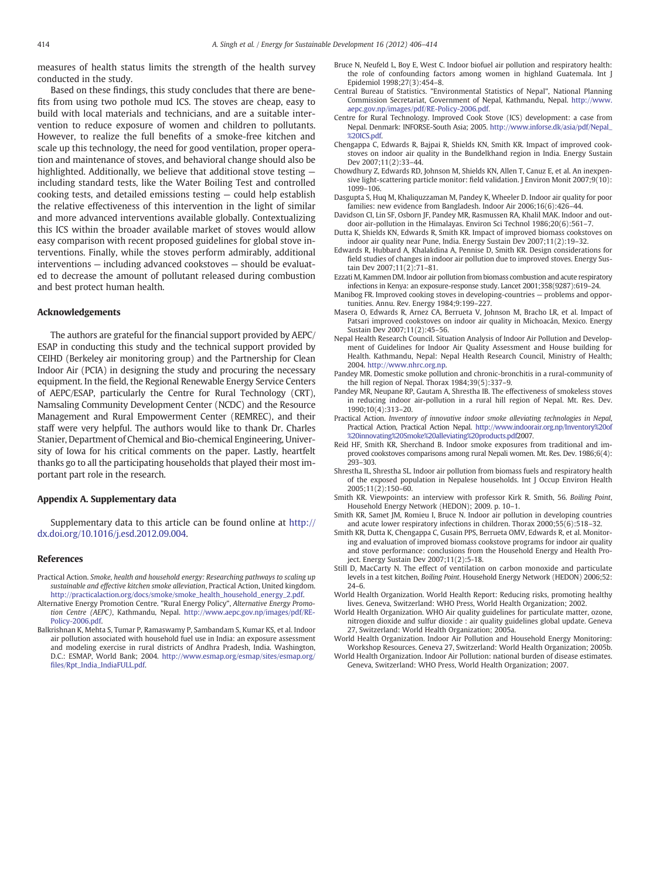measures of health status limits the strength of the health survey conducted in the study.

Based on these findings, this study concludes that there are benefits from using two pothole mud ICS. The stoves are cheap, easy to build with local materials and technicians, and are a suitable intervention to reduce exposure of women and children to pollutants. However, to realize the full benefits of a smoke-free kitchen and scale up this technology, the need for good ventilation, proper operation and maintenance of stoves, and behavioral change should also be highlighted. Additionally, we believe that additional stove testing — including standard tests, like the Water Boiling Test and controlled cooking tests, and detailed emissions testing — could help establish the relative effectiveness of this intervention in the light of similar and more advanced interventions available globally. Contextualizing this ICS within the broader available market of stoves would allow easy comparison with recent proposed guidelines for global stove interventions. Finally, while the stoves perform admirably, additional interventions — including advanced cookstoves — should be evaluated to decrease the amount of pollutant released during combustion and best protect human health.

## Acknowledgements

The authors are grateful for the financial support provided by AEPC/ESAP in conducting this study and the technical support provided by CEIHD (Berkeley air monitoring group) and the Partnership for Clean Indoor Air (PCIA) in designing the study and procuring the necessary equipment. In the field, the Regional Renewable Energy Service Centers of AEPC/ESAP, particularly the Centre for Rural Technology (CRT), Namsaling Community Development Center (NCDC) and the Resource Management and Rural Empowerment Center (REMREC), and their staff were very helpful. The authors would like to thank Dr. Charles Stanier, Department of Chemical and Bio-chemical Engineering, University of Iowa for his critical comments on the paper. Lastly, heartfelt thanks go to all the participating households that played their most important part role in the research.

## Appendix A. Supplementary data

Supplementary data to this article can be found online at http://dx.doi.org/10.1016/j.esd.2012.09.004.

## References

Practical Action. *Smoke, health and household energy: Researching pathways to scaling up sustainable and effective kitchen smoke alleviation*, Practical Action, United kingdom. http://practicalaction.org/docs/smoke/smoke_health_household_energy_2.pdf.

Alternative Energy Promotion Centre. "Rural Energy Policy", *Alternative Energy Promotion Centre (AEPC)*, Kathmandu, Nepal. http://www.aepc.gov.np/images/pdf/RE-Policy-2006.pdf.

Balkrishnan K, Mehta S, Tumar P, Ramaswamy P, Sambandam S, Kumar KS, et al. Indoor air pollution associated with household fuel use in India: an exposure assessment and modeling exercise in rural districts of Andhra Pradesh, India. Washington, D.C.: ESMAP, World Bank; 2004. http://www.esmap.org/esmap/sites/esmap.org/files/Rpt_India_IndiaFULL.pdf.

Bruce N, Neufeld L, Boy E, West C. Indoor biofuel air pollution and respiratory health: the role of confounding factors among women in highland Guatemala. Int J Epidemiol 1998;27(3):454–8.

Central Bureau of Statistics. "Environmental Statistics of Nepal", National Planning Commission Secretariat, Government of Nepal, Kathmandu, Nepal. http://www.aepc.gov.np/images/pdf/RE-Policy-2006.pdf.

Centre for Rural Technology. Improved Cook Stove (ICS) development: a case from Nepal. Denmark: INFORSE-South Asia; 2005. http://www.inforse.dk/asia/pdf/Nepal_%20ICS.pdf.

Chengappa C, Edwards R, Bajpai R, Shields KN, Smith KR. Impact of improved cookstoves on indoor air quality in the Bundelkhand region in India. Energy Sustain Dev 2007;11(2):33–44.

Chowdhury Z, Edwards RD, Johnson M, Shields KN, Allen T, Canuz E, et al. An inexpensive light-scattering particle monitor: field validation. J Environ Monit 2007;9(10):1099–106.

Dasgupta S, Huq M, Khaliquzzaman M, Pandey K, Wheeler D. Indoor air quality for poor families: new evidence from Bangladesh. Indoor Air 2006;16(6):426–44.

Davidson CI, Lin SF, Osborn JF, Pandey MR, Rasmussen RA, Khalil MAK. Indoor and outdoor air-pollution in the Himalayas. Environ Sci Technol 1986;20(6):561–7.

Dutta K, Shields KN, Edwards R, Smith KR. Impact of improved biomass cookstoves on indoor air quality near Pune, India. Energy Sustain Dev 2007;11(2):19–32.

Edwards R, Hubbard A, Khalakdina A, Pennise D, Smith KR. Design considerations for field studies of changes in indoor air pollution due to improved stoves. Energy Sustain Dev 2007;11(2):71–81.

Ezzati M, Kammen DM. Indoor air pollution from biomass combustion and acute respiratory infections in Kenya: an exposure-response study. Lancet 2001;358(9287):619–24.

Manibog FR. Improved cooking stoves in developing-countries — problems and opportunities. Annu. Rev. Energy 1984;9:199–227.

Masera O, Edwards R, Arnez CA, Berrueta V, Johnson M, Bracho LR, et al. Impact of Patsari improved cookstoves on indoor air quality in Michoacán, Mexico. Energy Sustain Dev 2007;11(2):45–56.

Nepal Health Research Council. Situation Analysis of Indoor Air Pollution and Development of Guidelines for Indoor Air Quality Assessment and House building for Health. Kathmandu, Nepal: Nepal Health Research Council, Ministry of Health; 2004. http://www.nhrc.org.np.

Pandey MR. Domestic smoke pollution and chronic-bronchitis in a rural-community of the hill region of Nepal. Thorax 1984;39(5):337–9.

Pandey MR, Neupane RP, Gautam A, Shrestha IB. The effectiveness of smokeless stoves in reducing indoor air-pollution in a rural hill region of Nepal. Mt. Res. Dev. 1990;10(4):313–20.

Practical Action. *Inventory of innovative indoor smoke alleviating technologies in Nepal*, Practical Action, Practical Action Nepal. http://www.indoorair.org.np/Inventory%20of%20innovating%20Smoke%20alleviating%20products.pdf2007.

Reid HF, Smith KR, Sherchand B. Indoor smoke exposures from traditional and improved cookstoves comparisons among rural Nepali women. Mt. Res. Dev. 1986;6(4):293–303.

Shrestha IL, Shrestha SL. Indoor air pollution from biomass fuels and respiratory health of the exposed population in Nepalese households. Int J Occup Environ Health 2005;11(2):150–60.

Smith KR. Viewpoints: an interview with professor Kirk R. Smith, 56. *Boiling Point*, Household Energy Network (HEDON); 2009. p. 10–1.

Smith KR, Samet JM, Romieu I, Bruce N. Indoor air pollution in developing countries and acute lower respiratory infections in children. Thorax 2000;55(6):518–32.

Smith KR, Dutta K, Chengappa C, Gusain PPS, Berrueta OMV, Edwards R, et al. Monitoring and evaluation of improved biomass cookstove programs for indoor air quality and stove performance: conclusions from the Household Energy and Health Project. Energy Sustain Dev 2007;11(2):5-18.

Still D, MacCarty N. The effect of ventilation on carbon monoxide and particulate levels in a test kitchen, *Boiling Point*. Household Energy Network (HEDON) 2006;52:24–6.

World Health Organization. World Health Report: Reducing risks, promoting healthy lives. Geneva, Switzerland: WHO Press, World Health Organization; 2002.

World Health Organization. WHO Air quality guidelines for particulate matter, ozone, nitrogen dioxide and sulfur dioxide : air quality guidelines global update. Geneva 27, Switzerland: World Health Organization; 2005a.

World Health Organization. Indoor Air Pollution and Household Energy Monitoring: Workshop Resources. Geneva 27, Switzerland: World Health Organization; 2005b.

World Health Organization. Indoor Air Pollution: national burden of disease estimates. Geneva, Switzerland: WHO Press, World Health Organization; 2007.